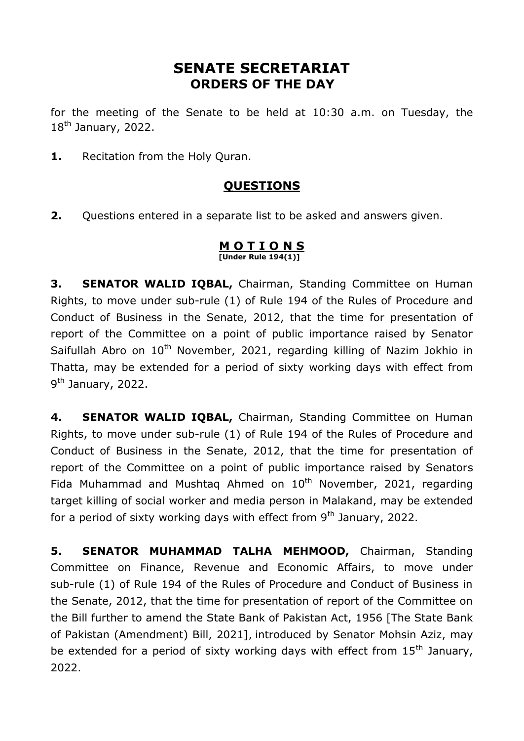# SENATE SECRETARIAT
## ORDERS OF THE DAY

for the meeting of the Senate to be held at 10:30 a.m. on Tuesday, the 18th January, 2022.

**1.** Recitation from the Holy Quran.

## QUESTIONS

**2.** Questions entered in a separate list to be asked and answers given.

## M O T I O N S
**[Under Rule 194(1)]**

**3. SENATOR WALID IQBAL,** Chairman, Standing Committee on Human Rights, to move under sub-rule (1) of Rule 194 of the Rules of Procedure and Conduct of Business in the Senate, 2012, that the time for presentation of report of the Committee on a point of public importance raised by Senator Saifullah Abro on 10th November, 2021, regarding killing of Nazim Jokhio in Thatta, may be extended for a period of sixty working days with effect from 9th January, 2022.

**4. SENATOR WALID IQBAL,** Chairman, Standing Committee on Human Rights, to move under sub-rule (1) of Rule 194 of the Rules of Procedure and Conduct of Business in the Senate, 2012, that the time for presentation of report of the Committee on a point of public importance raised by Senators Fida Muhammad and Mushtaq Ahmed on 10th November, 2021, regarding target killing of social worker and media person in Malakand, may be extended for a period of sixty working days with effect from 9th January, 2022.

**5. SENATOR MUHAMMAD TALHA MEHMOOD,** Chairman, Standing Committee on Finance, Revenue and Economic Affairs, to move under sub-rule (1) of Rule 194 of the Rules of Procedure and Conduct of Business in the Senate, 2012, that the time for presentation of report of the Committee on the Bill further to amend the State Bank of Pakistan Act, 1956 [The State Bank of Pakistan (Amendment) Bill, 2021], introduced by Senator Mohsin Aziz, may be extended for a period of sixty working days with effect from 15th January, 2022.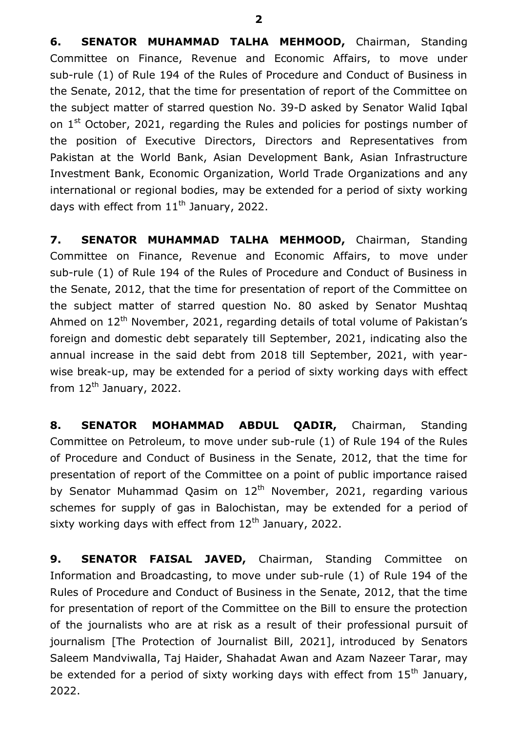**6. SENATOR MUHAMMAD TALHA MEHMOOD,** Chairman, Standing Committee on Finance, Revenue and Economic Affairs, to move under sub-rule (1) of Rule 194 of the Rules of Procedure and Conduct of Business in the Senate, 2012, that the time for presentation of report of the Committee on the subject matter of starred question No. 39-D asked by Senator Walid Iqbal on 1st October, 2021, regarding the Rules and policies for postings number of the position of Executive Directors, Directors and Representatives from Pakistan at the World Bank, Asian Development Bank, Asian Infrastructure Investment Bank, Economic Organization, World Trade Organizations and any international or regional bodies, may be extended for a period of sixty working days with effect from 11th January, 2022.

**7. SENATOR MUHAMMAD TALHA MEHMOOD,** Chairman, Standing Committee on Finance, Revenue and Economic Affairs, to move under sub-rule (1) of Rule 194 of the Rules of Procedure and Conduct of Business in the Senate, 2012, that the time for presentation of report of the Committee on the subject matter of starred question No. 80 asked by Senator Mushtaq Ahmed on 12th November, 2021, regarding details of total volume of Pakistan's foreign and domestic debt separately till September, 2021, indicating also the annual increase in the said debt from 2018 till September, 2021, with year-wise break-up, may be extended for a period of sixty working days with effect from 12th January, 2022.

**8. SENATOR MOHAMMAD ABDUL QADIR,** Chairman, Standing Committee on Petroleum, to move under sub-rule (1) of Rule 194 of the Rules of Procedure and Conduct of Business in the Senate, 2012, that the time for presentation of report of the Committee on a point of public importance raised by Senator Muhammad Qasim on 12th November, 2021, regarding various schemes for supply of gas in Balochistan, may be extended for a period of sixty working days with effect from 12th January, 2022.

**9. SENATOR FAISAL JAVED,** Chairman, Standing Committee on Information and Broadcasting, to move under sub-rule (1) of Rule 194 of the Rules of Procedure and Conduct of Business in the Senate, 2012, that the time for presentation of report of the Committee on the Bill to ensure the protection of the journalists who are at risk as a result of their professional pursuit of journalism [The Protection of Journalist Bill, 2021], introduced by Senators Saleem Mandviwalla, Taj Haider, Shahadat Awan and Azam Nazeer Tarar, may be extended for a period of sixty working days with effect from 15th January, 2022.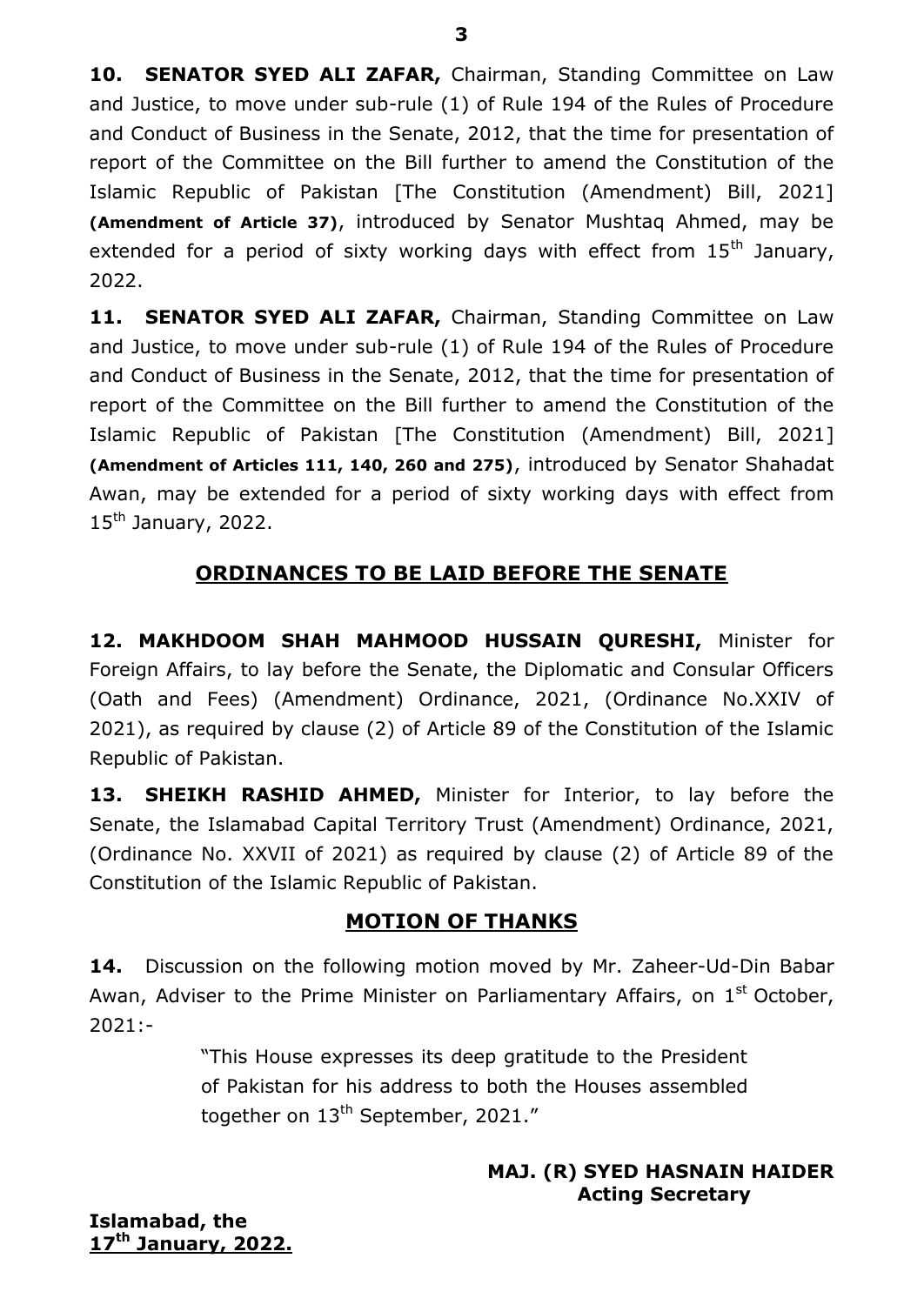**10. SENATOR SYED ALI ZAFAR,** Chairman, Standing Committee on Law and Justice, to move under sub-rule (1) of Rule 194 of the Rules of Procedure and Conduct of Business in the Senate, 2012, that the time for presentation of report of the Committee on the Bill further to amend the Constitution of the Islamic Republic of Pakistan [The Constitution (Amendment) Bill, 2021] **(Amendment of Article 37)**, introduced by Senator Mushtaq Ahmed, may be extended for a period of sixty working days with effect from 15th January, 2022.

**11. SENATOR SYED ALI ZAFAR,** Chairman, Standing Committee on Law and Justice, to move under sub-rule (1) of Rule 194 of the Rules of Procedure and Conduct of Business in the Senate, 2012, that the time for presentation of report of the Committee on the Bill further to amend the Constitution of the Islamic Republic of Pakistan [The Constitution (Amendment) Bill, 2021] **(Amendment of Articles 111, 140, 260 and 275)**, introduced by Senator Shahadat Awan, may be extended for a period of sixty working days with effect from 15th January, 2022.

## ORDINANCES TO BE LAID BEFORE THE SENATE

**12. MAKHDOOM SHAH MAHMOOD HUSSAIN QURESHI,** Minister for Foreign Affairs, to lay before the Senate, the Diplomatic and Consular Officers (Oath and Fees) (Amendment) Ordinance, 2021, (Ordinance No.XXIV of 2021), as required by clause (2) of Article 89 of the Constitution of the Islamic Republic of Pakistan.

**13. SHEIKH RASHID AHMED,** Minister for Interior, to lay before the Senate, the Islamabad Capital Territory Trust (Amendment) Ordinance, 2021, (Ordinance No. XXVII of 2021) as required by clause (2) of Article 89 of the Constitution of the Islamic Republic of Pakistan.

## MOTION OF THANKS

**14.** Discussion on the following motion moved by Mr. Zaheer-Ud-Din Babar Awan, Adviser to the Prime Minister on Parliamentary Affairs, on 1st October, 2021:-

> "This House expresses its deep gratitude to the President of Pakistan for his address to both the Houses assembled together on 13th September, 2021."

**MAJ. (R) SYED HASNAIN HAIDER**
**Acting Secretary**

**Islamabad, the**
**17th January, 2022.**